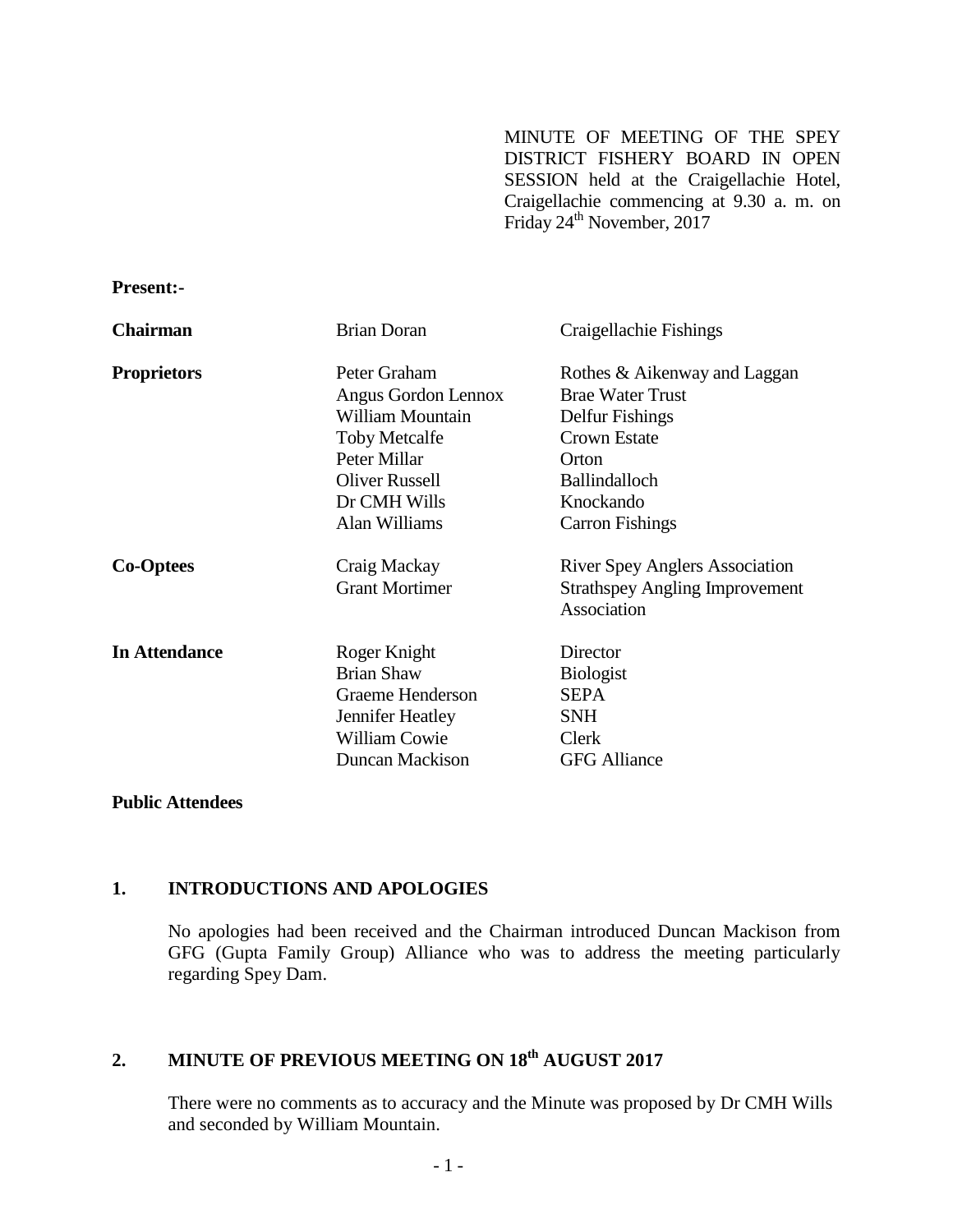MINUTE OF MEETING OF THE SPEY DISTRICT FISHERY BOARD IN OPEN SESSION held at the Craigellachie Hotel, Craigellachie commencing at 9.30 a. m. on Friday 24th November, 2017

**Present:-**

| | | |
|---|---|---|
| **Chairman** | Brian Doran | Craigellachie Fishings |
| **Proprietors** | Peter Graham | Rothes & Aikenway and Laggan |
| | Angus Gordon Lennox | Brae Water Trust |
| | William Mountain | Delfur Fishings |
| | Toby Metcalfe | Crown Estate |
| | Peter Millar | Orton |
| | Oliver Russell | Ballindalloch |
| | Dr CMH Wills | Knockando |
| | Alan Williams | Carron Fishings |
| **Co-Optees** | Craig Mackay | River Spey Anglers Association |
| | Grant Mortimer | Strathspey Angling Improvement Association |
| **In Attendance** | Roger Knight | Director |
| | Brian Shaw | Biologist |
| | Graeme Henderson | SEPA |
| | Jennifer Heatley | SNH |
| | William Cowie | Clerk |
| | Duncan Mackison | GFG Alliance |

**Public Attendees**

## 1. INTRODUCTIONS AND APOLOGIES

No apologies had been received and the Chairman introduced Duncan Mackison from GFG (Gupta Family Group) Alliance who was to address the meeting particularly regarding Spey Dam.

## 2. MINUTE OF PREVIOUS MEETING ON 18th AUGUST 2017

There were no comments as to accuracy and the Minute was proposed by Dr CMH Wills and seconded by William Mountain.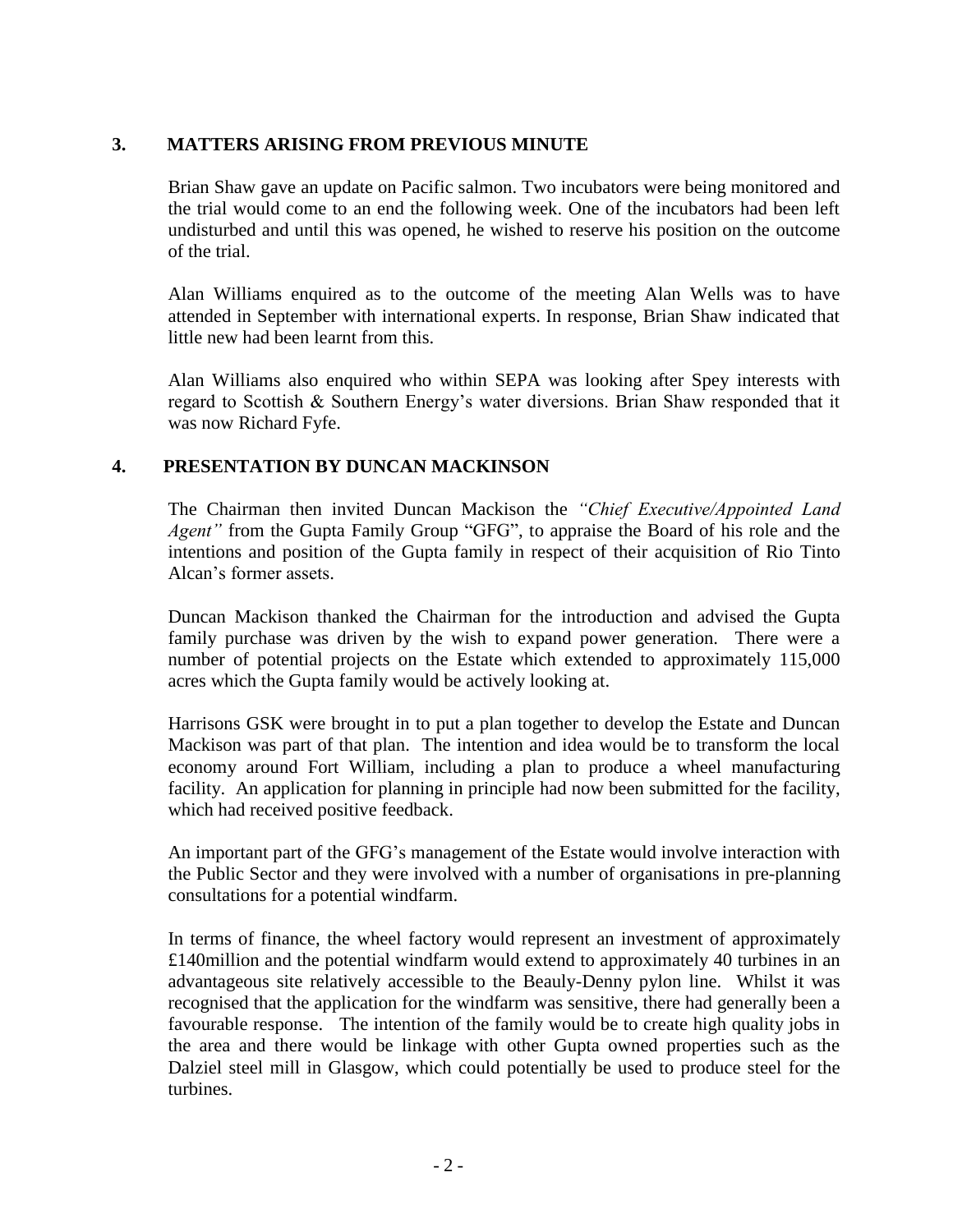## 3. MATTERS ARISING FROM PREVIOUS MINUTE

Brian Shaw gave an update on Pacific salmon. Two incubators were being monitored and the trial would come to an end the following week. One of the incubators had been left undisturbed and until this was opened, he wished to reserve his position on the outcome of the trial.

Alan Williams enquired as to the outcome of the meeting Alan Wells was to have attended in September with international experts. In response, Brian Shaw indicated that little new had been learnt from this.

Alan Williams also enquired who within SEPA was looking after Spey interests with regard to Scottish & Southern Energy's water diversions. Brian Shaw responded that it was now Richard Fyfe.

## 4. PRESENTATION BY DUNCAN MACKINSON

The Chairman then invited Duncan Mackison the *"Chief Executive/Appointed Land Agent"* from the Gupta Family Group "GFG", to appraise the Board of his role and the intentions and position of the Gupta family in respect of their acquisition of Rio Tinto Alcan's former assets.

Duncan Mackison thanked the Chairman for the introduction and advised the Gupta family purchase was driven by the wish to expand power generation. There were a number of potential projects on the Estate which extended to approximately 115,000 acres which the Gupta family would be actively looking at.

Harrisons GSK were brought in to put a plan together to develop the Estate and Duncan Mackison was part of that plan. The intention and idea would be to transform the local economy around Fort William, including a plan to produce a wheel manufacturing facility. An application for planning in principle had now been submitted for the facility, which had received positive feedback.

An important part of the GFG's management of the Estate would involve interaction with the Public Sector and they were involved with a number of organisations in pre-planning consultations for a potential windfarm.

In terms of finance, the wheel factory would represent an investment of approximately £140million and the potential windfarm would extend to approximately 40 turbines in an advantageous site relatively accessible to the Beauly-Denny pylon line. Whilst it was recognised that the application for the windfarm was sensitive, there had generally been a favourable response. The intention of the family would be to create high quality jobs in the area and there would be linkage with other Gupta owned properties such as the Dalziel steel mill in Glasgow, which could potentially be used to produce steel for the turbines.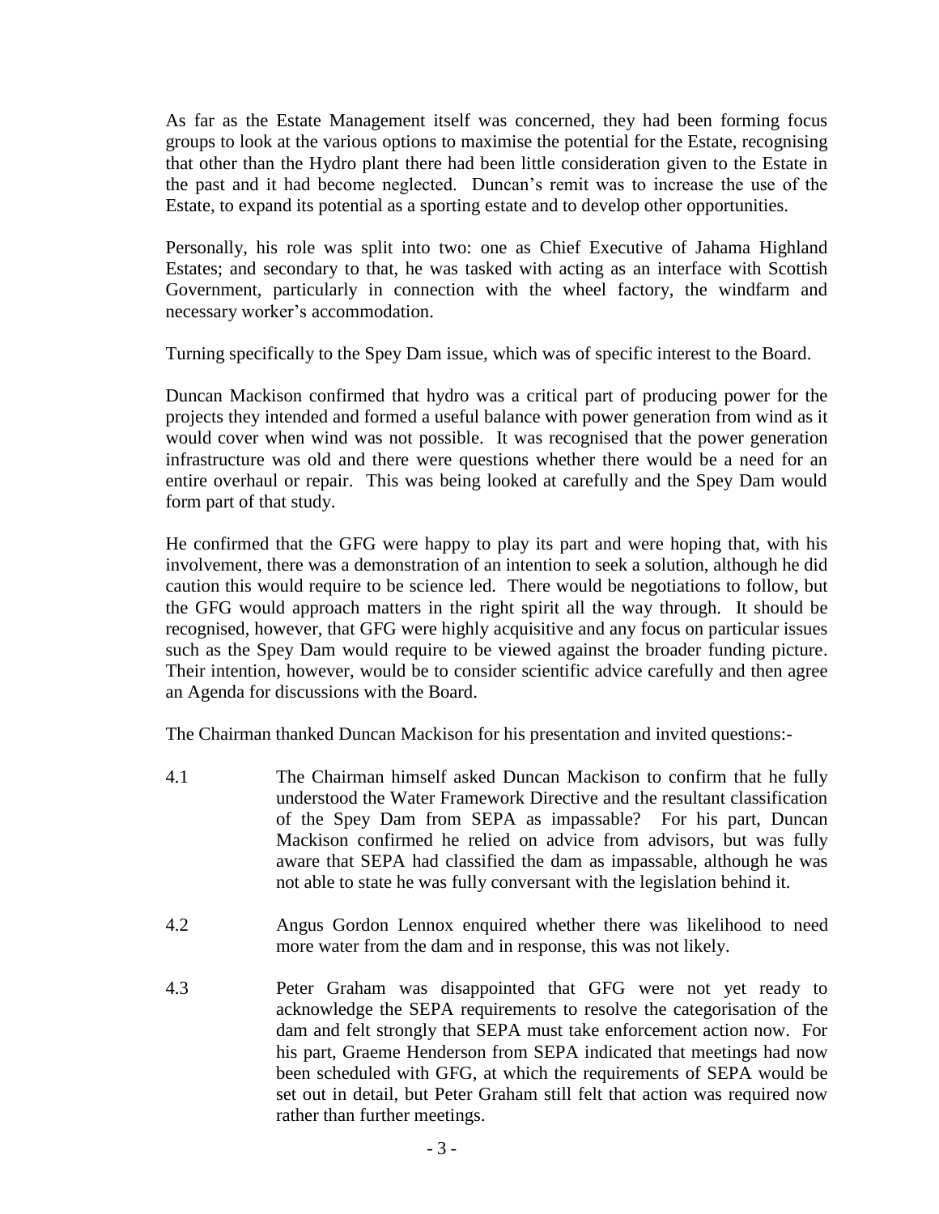As far as the Estate Management itself was concerned, they had been forming focus groups to look at the various options to maximise the potential for the Estate, recognising that other than the Hydro plant there had been little consideration given to the Estate in the past and it had become neglected. Duncan's remit was to increase the use of the Estate, to expand its potential as a sporting estate and to develop other opportunities.

Personally, his role was split into two: one as Chief Executive of Jahama Highland Estates; and secondary to that, he was tasked with acting as an interface with Scottish Government, particularly in connection with the wheel factory, the windfarm and necessary worker's accommodation.

Turning specifically to the Spey Dam issue, which was of specific interest to the Board.

Duncan Mackison confirmed that hydro was a critical part of producing power for the projects they intended and formed a useful balance with power generation from wind as it would cover when wind was not possible. It was recognised that the power generation infrastructure was old and there were questions whether there would be a need for an entire overhaul or repair. This was being looked at carefully and the Spey Dam would form part of that study.

He confirmed that the GFG were happy to play its part and were hoping that, with his involvement, there was a demonstration of an intention to seek a solution, although he did caution this would require to be science led. There would be negotiations to follow, but the GFG would approach matters in the right spirit all the way through. It should be recognised, however, that GFG were highly acquisitive and any focus on particular issues such as the Spey Dam would require to be viewed against the broader funding picture. Their intention, however, would be to consider scientific advice carefully and then agree an Agenda for discussions with the Board.

The Chairman thanked Duncan Mackison for his presentation and invited questions:-

4.1 The Chairman himself asked Duncan Mackison to confirm that he fully understood the Water Framework Directive and the resultant classification of the Spey Dam from SEPA as impassable? For his part, Duncan Mackison confirmed he relied on advice from advisors, but was fully aware that SEPA had classified the dam as impassable, although he was not able to state he was fully conversant with the legislation behind it.

4.2 Angus Gordon Lennox enquired whether there was likelihood to need more water from the dam and in response, this was not likely.

4.3 Peter Graham was disappointed that GFG were not yet ready to acknowledge the SEPA requirements to resolve the categorisation of the dam and felt strongly that SEPA must take enforcement action now. For his part, Graeme Henderson from SEPA indicated that meetings had now been scheduled with GFG, at which the requirements of SEPA would be set out in detail, but Peter Graham still felt that action was required now rather than further meetings.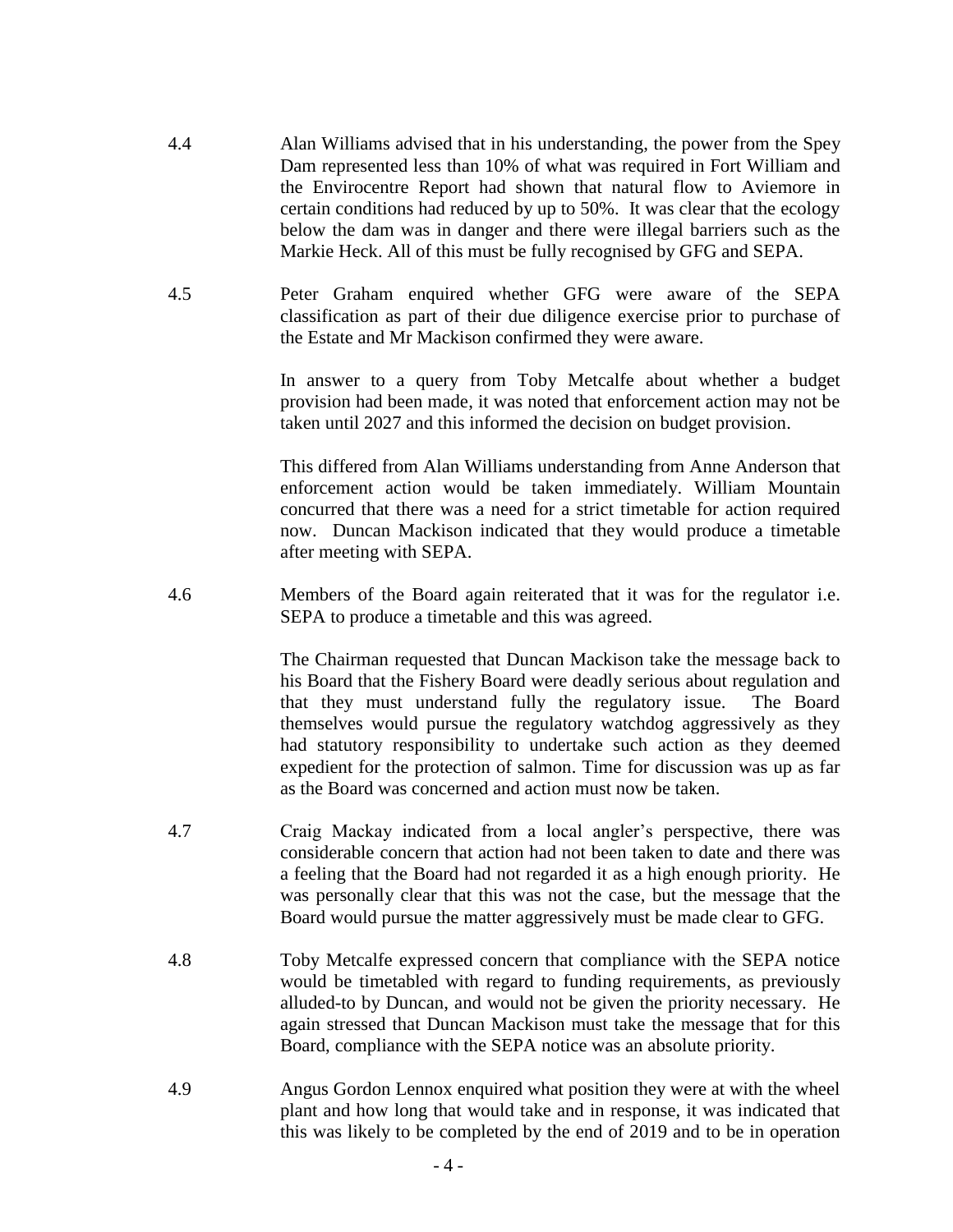4.4 Alan Williams advised that in his understanding, the power from the Spey Dam represented less than 10% of what was required in Fort William and the Envirocentre Report had shown that natural flow to Aviemore in certain conditions had reduced by up to 50%. It was clear that the ecology below the dam was in danger and there were illegal barriers such as the Markie Heck. All of this must be fully recognised by GFG and SEPA.

4.5 Peter Graham enquired whether GFG were aware of the SEPA classification as part of their due diligence exercise prior to purchase of the Estate and Mr Mackison confirmed they were aware.

In answer to a query from Toby Metcalfe about whether a budget provision had been made, it was noted that enforcement action may not be taken until 2027 and this informed the decision on budget provision.

This differed from Alan Williams understanding from Anne Anderson that enforcement action would be taken immediately. William Mountain concurred that there was a need for a strict timetable for action required now. Duncan Mackison indicated that they would produce a timetable after meeting with SEPA.

4.6 Members of the Board again reiterated that it was for the regulator i.e. SEPA to produce a timetable and this was agreed.

The Chairman requested that Duncan Mackison take the message back to his Board that the Fishery Board were deadly serious about regulation and that they must understand fully the regulatory issue. The Board themselves would pursue the regulatory watchdog aggressively as they had statutory responsibility to undertake such action as they deemed expedient for the protection of salmon. Time for discussion was up as far as the Board was concerned and action must now be taken.

4.7 Craig Mackay indicated from a local angler's perspective, there was considerable concern that action had not been taken to date and there was a feeling that the Board had not regarded it as a high enough priority. He was personally clear that this was not the case, but the message that the Board would pursue the matter aggressively must be made clear to GFG.

4.8 Toby Metcalfe expressed concern that compliance with the SEPA notice would be timetabled with regard to funding requirements, as previously alluded-to by Duncan, and would not be given the priority necessary. He again stressed that Duncan Mackison must take the message that for this Board, compliance with the SEPA notice was an absolute priority.

4.9 Angus Gordon Lennox enquired what position they were at with the wheel plant and how long that would take and in response, it was indicated that this was likely to be completed by the end of 2019 and to be in operation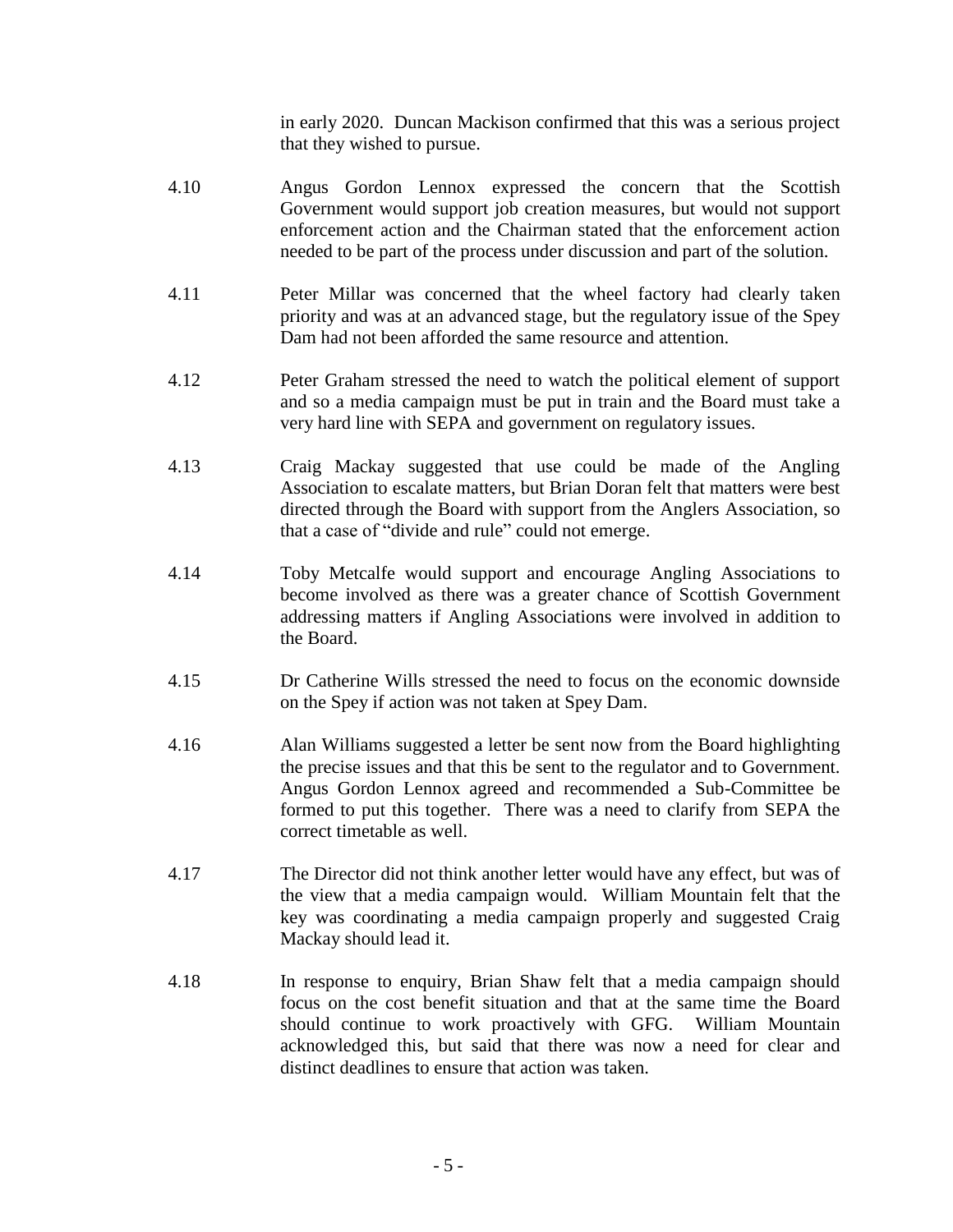in early 2020. Duncan Mackison confirmed that this was a serious project that they wished to pursue.

4.10 Angus Gordon Lennox expressed the concern that the Scottish Government would support job creation measures, but would not support enforcement action and the Chairman stated that the enforcement action needed to be part of the process under discussion and part of the solution.

4.11 Peter Millar was concerned that the wheel factory had clearly taken priority and was at an advanced stage, but the regulatory issue of the Spey Dam had not been afforded the same resource and attention.

4.12 Peter Graham stressed the need to watch the political element of support and so a media campaign must be put in train and the Board must take a very hard line with SEPA and government on regulatory issues.

4.13 Craig Mackay suggested that use could be made of the Angling Association to escalate matters, but Brian Doran felt that matters were best directed through the Board with support from the Anglers Association, so that a case of "divide and rule" could not emerge.

4.14 Toby Metcalfe would support and encourage Angling Associations to become involved as there was a greater chance of Scottish Government addressing matters if Angling Associations were involved in addition to the Board.

4.15 Dr Catherine Wills stressed the need to focus on the economic downside on the Spey if action was not taken at Spey Dam.

4.16 Alan Williams suggested a letter be sent now from the Board highlighting the precise issues and that this be sent to the regulator and to Government. Angus Gordon Lennox agreed and recommended a Sub-Committee be formed to put this together. There was a need to clarify from SEPA the correct timetable as well.

4.17 The Director did not think another letter would have any effect, but was of the view that a media campaign would. William Mountain felt that the key was coordinating a media campaign properly and suggested Craig Mackay should lead it.

4.18 In response to enquiry, Brian Shaw felt that a media campaign should focus on the cost benefit situation and that at the same time the Board should continue to work proactively with GFG. William Mountain acknowledged this, but said that there was now a need for clear and distinct deadlines to ensure that action was taken.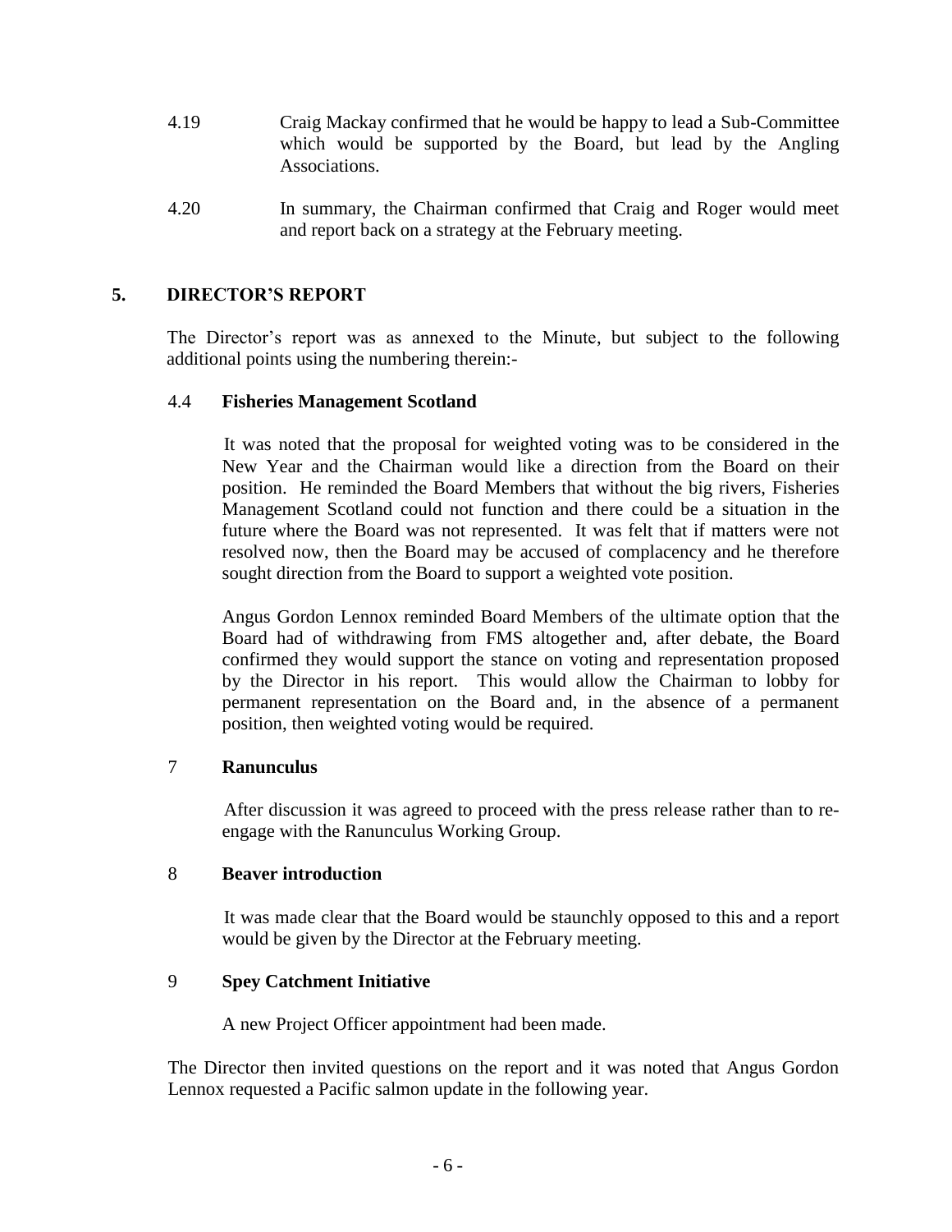4.19 Craig Mackay confirmed that he would be happy to lead a Sub-Committee which would be supported by the Board, but lead by the Angling Associations.

4.20 In summary, the Chairman confirmed that Craig and Roger would meet and report back on a strategy at the February meeting.

## 5. DIRECTOR'S REPORT

The Director's report was as annexed to the Minute, but subject to the following additional points using the numbering therein:-

### 4.4 Fisheries Management Scotland

It was noted that the proposal for weighted voting was to be considered in the New Year and the Chairman would like a direction from the Board on their position. He reminded the Board Members that without the big rivers, Fisheries Management Scotland could not function and there could be a situation in the future where the Board was not represented. It was felt that if matters were not resolved now, then the Board may be accused of complacency and he therefore sought direction from the Board to support a weighted vote position.

Angus Gordon Lennox reminded Board Members of the ultimate option that the Board had of withdrawing from FMS altogether and, after debate, the Board confirmed they would support the stance on voting and representation proposed by the Director in his report. This would allow the Chairman to lobby for permanent representation on the Board and, in the absence of a permanent position, then weighted voting would be required.

### 7 Ranunculus

After discussion it was agreed to proceed with the press release rather than to re-engage with the Ranunculus Working Group.

### 8 Beaver introduction

It was made clear that the Board would be staunchly opposed to this and a report would be given by the Director at the February meeting.

### 9 Spey Catchment Initiative

A new Project Officer appointment had been made.

The Director then invited questions on the report and it was noted that Angus Gordon Lennox requested a Pacific salmon update in the following year.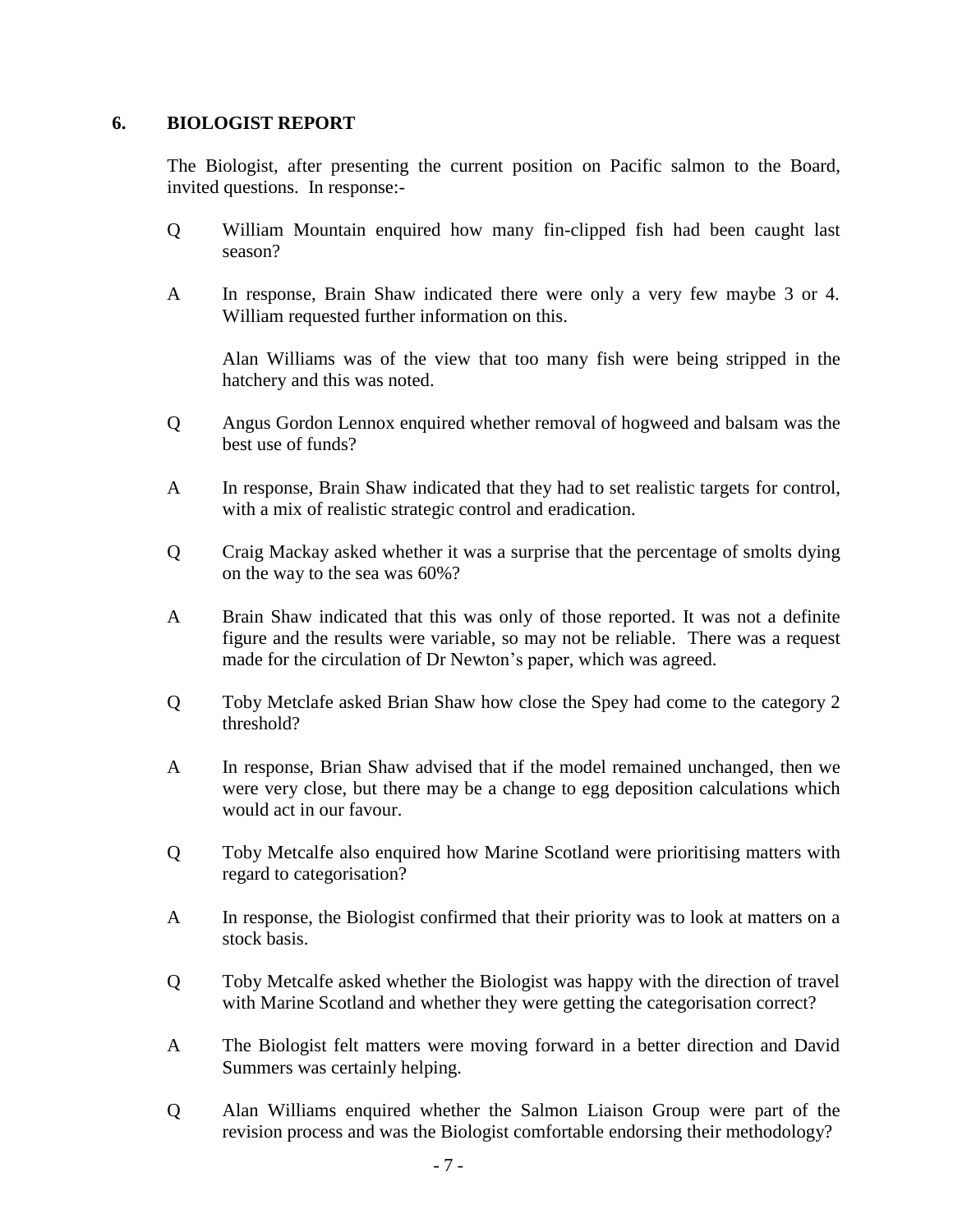## 6. BIOLOGIST REPORT

The Biologist, after presenting the current position on Pacific salmon to the Board, invited questions. In response:-

Q William Mountain enquired how many fin-clipped fish had been caught last season?

A In response, Brain Shaw indicated there were only a very few maybe 3 or 4. William requested further information on this.

Alan Williams was of the view that too many fish were being stripped in the hatchery and this was noted.

Q Angus Gordon Lennox enquired whether removal of hogweed and balsam was the best use of funds?

A In response, Brain Shaw indicated that they had to set realistic targets for control, with a mix of realistic strategic control and eradication.

Q Craig Mackay asked whether it was a surprise that the percentage of smolts dying on the way to the sea was 60%?

A Brain Shaw indicated that this was only of those reported. It was not a definite figure and the results were variable, so may not be reliable. There was a request made for the circulation of Dr Newton's paper, which was agreed.

Q Toby Metclafe asked Brian Shaw how close the Spey had come to the category 2 threshold?

A In response, Brian Shaw advised that if the model remained unchanged, then we were very close, but there may be a change to egg deposition calculations which would act in our favour.

Q Toby Metcalfe also enquired how Marine Scotland were prioritising matters with regard to categorisation?

A In response, the Biologist confirmed that their priority was to look at matters on a stock basis.

Q Toby Metcalfe asked whether the Biologist was happy with the direction of travel with Marine Scotland and whether they were getting the categorisation correct?

A The Biologist felt matters were moving forward in a better direction and David Summers was certainly helping.

Q Alan Williams enquired whether the Salmon Liaison Group were part of the revision process and was the Biologist comfortable endorsing their methodology?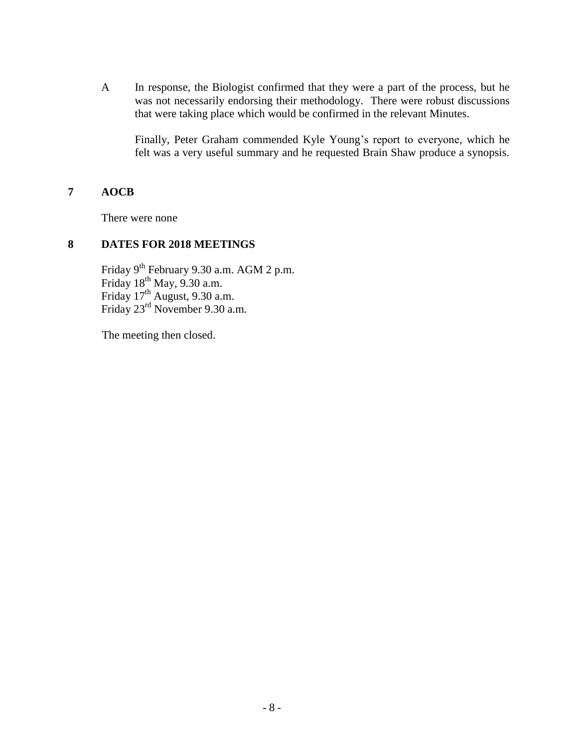A In response, the Biologist confirmed that they were a part of the process, but he was not necessarily endorsing their methodology. There were robust discussions that were taking place which would be confirmed in the relevant Minutes.

Finally, Peter Graham commended Kyle Young's report to everyone, which he felt was a very useful summary and he requested Brain Shaw produce a synopsis.

## 7 AOCB

There were none

## 8 DATES FOR 2018 MEETINGS

Friday 9th February 9.30 a.m. AGM 2 p.m.
Friday 18th May, 9.30 a.m.
Friday 17th August, 9.30 a.m.
Friday 23rd November 9.30 a.m.

The meeting then closed.